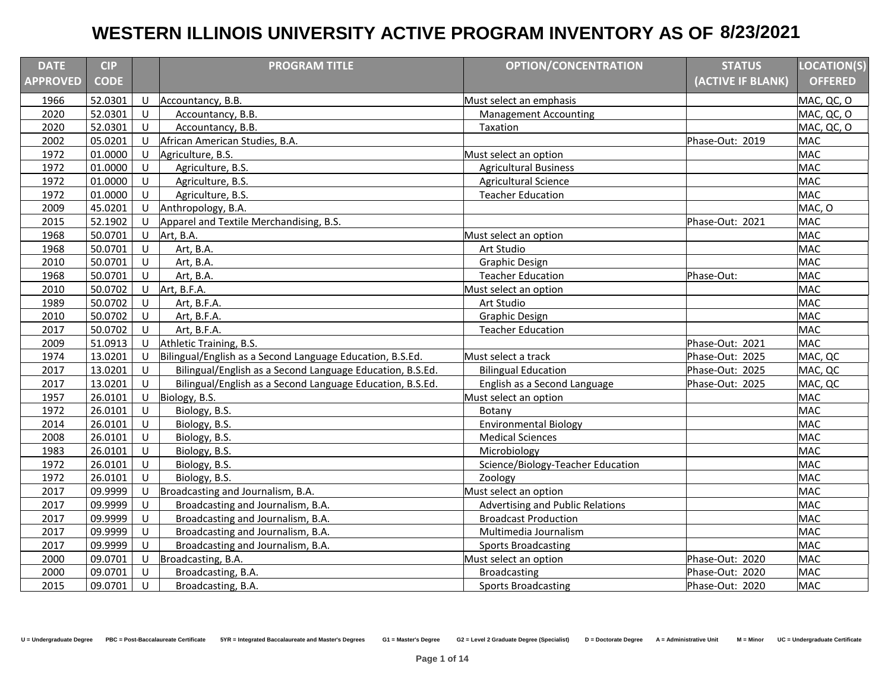# WESTERN ILLINOIS UNIVERSITY ACTIVE PROGRAM INVENTORY AS OF 8/23/2021

| DATE APPROVED | CIP CODE | | PROGRAM TITLE | OPTION/CONCENTRATION | STATUS (ACTIVE IF BLANK) | LOCATION(S) OFFERED |
|---|---|---|---|---|---|---|
| 1966 | 52.0301 | U | Accountancy, B.B. | Must select an emphasis | | MAC, QC, O |
| 2020 | 52.0301 | U | Accountancy, B.B. | Management Accounting | | MAC, QC, O |
| 2020 | 52.0301 | U | Accountancy, B.B. | Taxation | | MAC, QC, O |
| 2002 | 05.0201 | U | African American Studies, B.A. | | Phase-Out: 2019 | MAC |
| 1972 | 01.0000 | U | Agriculture, B.S. | Must select an option | | MAC |
| 1972 | 01.0000 | U | Agriculture, B.S. | Agricultural Business | | MAC |
| 1972 | 01.0000 | U | Agriculture, B.S. | Agricultural Science | | MAC |
| 1972 | 01.0000 | U | Agriculture, B.S. | Teacher Education | | MAC |
| 2009 | 45.0201 | U | Anthropology, B.A. | | | MAC, O |
| 2015 | 52.1902 | U | Apparel and Textile Merchandising, B.S. | | Phase-Out: 2021 | MAC |
| 1968 | 50.0701 | U | Art, B.A. | Must select an option | | MAC |
| 1968 | 50.0701 | U | Art, B.A. | Art Studio | | MAC |
| 2010 | 50.0701 | U | Art, B.A. | Graphic Design | | MAC |
| 1968 | 50.0701 | U | Art, B.A. | Teacher Education | Phase-Out: | MAC |
| 2010 | 50.0702 | U | Art, B.F.A. | Must select an option | | MAC |
| 1989 | 50.0702 | U | Art, B.F.A. | Art Studio | | MAC |
| 2010 | 50.0702 | U | Art, B.F.A. | Graphic Design | | MAC |
| 2017 | 50.0702 | U | Art, B.F.A. | Teacher Education | | MAC |
| 2009 | 51.0913 | U | Athletic Training, B.S. | | Phase-Out: 2021 | MAC |
| 1974 | 13.0201 | U | Bilingual/English as a Second Language Education, B.S.Ed. | Must select a track | Phase-Out: 2025 | MAC, QC |
| 2017 | 13.0201 | U | Bilingual/English as a Second Language Education, B.S.Ed. | Bilingual Education | Phase-Out: 2025 | MAC, QC |
| 2017 | 13.0201 | U | Bilingual/English as a Second Language Education, B.S.Ed. | English as a Second Language | Phase-Out: 2025 | MAC, QC |
| 1957 | 26.0101 | U | Biology, B.S. | Must select an option | | MAC |
| 1972 | 26.0101 | U | Biology, B.S. | Botany | | MAC |
| 2014 | 26.0101 | U | Biology, B.S. | Environmental Biology | | MAC |
| 2008 | 26.0101 | U | Biology, B.S. | Medical Sciences | | MAC |
| 1983 | 26.0101 | U | Biology, B.S. | Microbiology | | MAC |
| 1972 | 26.0101 | U | Biology, B.S. | Science/Biology-Teacher Education | | MAC |
| 1972 | 26.0101 | U | Biology, B.S. | Zoology | | MAC |
| 2017 | 09.9999 | U | Broadcasting and Journalism, B.A. | Must select an option | | MAC |
| 2017 | 09.9999 | U | Broadcasting and Journalism, B.A. | Advertising and Public Relations | | MAC |
| 2017 | 09.9999 | U | Broadcasting and Journalism, B.A. | Broadcast Production | | MAC |
| 2017 | 09.9999 | U | Broadcasting and Journalism, B.A. | Multimedia Journalism | | MAC |
| 2017 | 09.9999 | U | Broadcasting and Journalism, B.A. | Sports Broadcasting | | MAC |
| 2000 | 09.0701 | U | Broadcasting, B.A. | Must select an option | Phase-Out: 2020 | MAC |
| 2000 | 09.0701 | U | Broadcasting, B.A. | Broadcasting | Phase-Out: 2020 | MAC |
| 2015 | 09.0701 | U | Broadcasting, B.A. | Sports Broadcasting | Phase-Out: 2020 | MAC |

U = Undergraduate Degree  PBC = Post-Baccalaureate Certificate  5YR = Integrated Baccalaureate and Master's Degrees  G1 = Master's Degree  G2 = Level 2 Graduate Degree (Specialist)  D = Doctorate Degree  A = Administrative Unit  M = Minor  UC = Undergraduate Certificate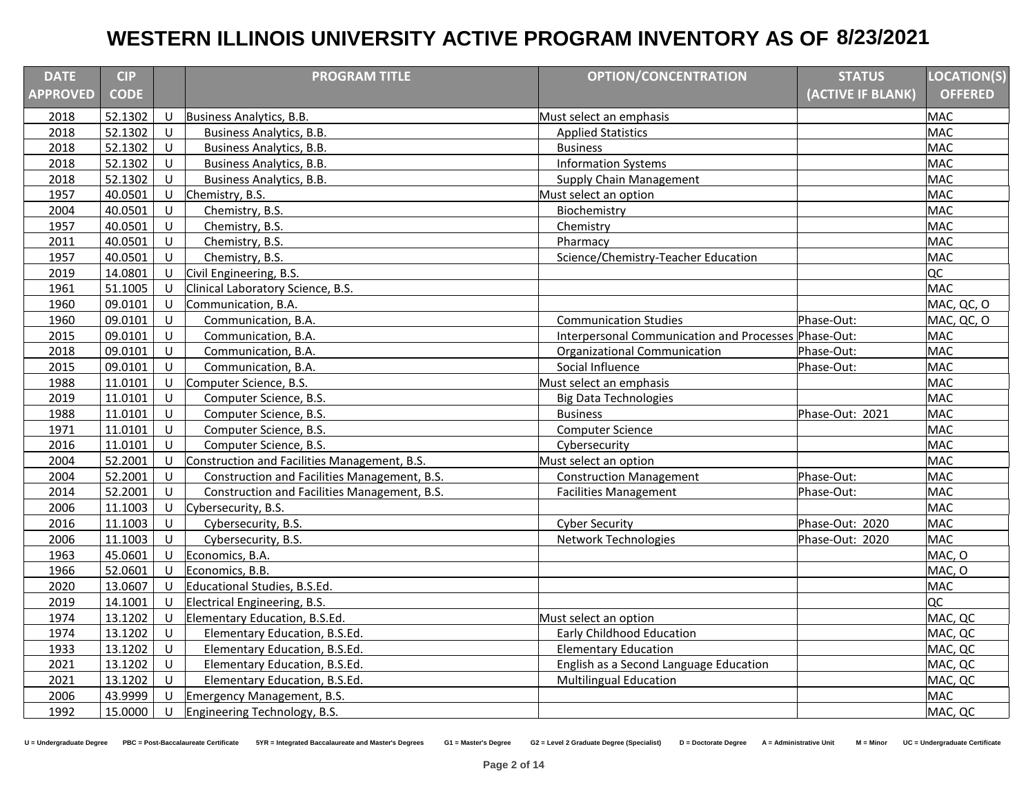# WESTERN ILLINOIS UNIVERSITY ACTIVE PROGRAM INVENTORY AS OF 8/23/2021

| DATE APPROVED | CIP CODE | | PROGRAM TITLE | OPTION/CONCENTRATION | STATUS (ACTIVE IF BLANK) | LOCATION(S) OFFERED |
|---|---|---|---|---|---|---|
| 2018 | 52.1302 | U | Business Analytics, B.B. | Must select an emphasis | | MAC |
| 2018 | 52.1302 | U | Business Analytics, B.B. | Applied Statistics | | MAC |
| 2018 | 52.1302 | U | Business Analytics, B.B. | Business | | MAC |
| 2018 | 52.1302 | U | Business Analytics, B.B. | Information Systems | | MAC |
| 2018 | 52.1302 | U | Business Analytics, B.B. | Supply Chain Management | | MAC |
| 1957 | 40.0501 | U | Chemistry, B.S. | Must select an option | | MAC |
| 2004 | 40.0501 | U | Chemistry, B.S. | Biochemistry | | MAC |
| 1957 | 40.0501 | U | Chemistry, B.S. | Chemistry | | MAC |
| 2011 | 40.0501 | U | Chemistry, B.S. | Pharmacy | | MAC |
| 1957 | 40.0501 | U | Chemistry, B.S. | Science/Chemistry-Teacher Education | | MAC |
| 2019 | 14.0801 | U | Civil Engineering, B.S. | | | QC |
| 1961 | 51.1005 | U | Clinical Laboratory Science, B.S. | | | MAC |
| 1960 | 09.0101 | U | Communication, B.A. | | | MAC, QC, O |
| 1960 | 09.0101 | U | Communication, B.A. | Communication Studies | Phase-Out: | MAC, QC, O |
| 2015 | 09.0101 | U | Communication, B.A. | Interpersonal Communication and Processes | Phase-Out: | MAC |
| 2018 | 09.0101 | U | Communication, B.A. | Organizational Communication | Phase-Out: | MAC |
| 2015 | 09.0101 | U | Communication, B.A. | Social Influence | Phase-Out: | MAC |
| 1988 | 11.0101 | U | Computer Science, B.S. | Must select an emphasis | | MAC |
| 2019 | 11.0101 | U | Computer Science, B.S. | Big Data Technologies | | MAC |
| 1988 | 11.0101 | U | Computer Science, B.S. | Business | Phase-Out: 2021 | MAC |
| 1971 | 11.0101 | U | Computer Science, B.S. | Computer Science | | MAC |
| 2016 | 11.0101 | U | Computer Science, B.S. | Cybersecurity | | MAC |
| 2004 | 52.2001 | U | Construction and Facilities Management, B.S. | Must select an option | | MAC |
| 2004 | 52.2001 | U | Construction and Facilities Management, B.S. | Construction Management | Phase-Out: | MAC |
| 2014 | 52.2001 | U | Construction and Facilities Management, B.S. | Facilities Management | Phase-Out: | MAC |
| 2006 | 11.1003 | U | Cybersecurity, B.S. | | | MAC |
| 2016 | 11.1003 | U | Cybersecurity, B.S. | Cyber Security | Phase-Out: 2020 | MAC |
| 2006 | 11.1003 | U | Cybersecurity, B.S. | Network Technologies | Phase-Out: 2020 | MAC |
| 1963 | 45.0601 | U | Economics, B.A. | | | MAC, O |
| 1966 | 52.0601 | U | Economics, B.B. | | | MAC, O |
| 2020 | 13.0607 | U | Educational Studies, B.S.Ed. | | | MAC |
| 2019 | 14.1001 | U | Electrical Engineering, B.S. | | | QC |
| 1974 | 13.1202 | U | Elementary Education, B.S.Ed. | Must select an option | | MAC, QC |
| 1974 | 13.1202 | U | Elementary Education, B.S.Ed. | Early Childhood Education | | MAC, QC |
| 1933 | 13.1202 | U | Elementary Education, B.S.Ed. | Elementary Education | | MAC, QC |
| 2021 | 13.1202 | U | Elementary Education, B.S.Ed. | English as a Second Language Education | | MAC, QC |
| 2021 | 13.1202 | U | Elementary Education, B.S.Ed. | Multilingual Education | | MAC, QC |
| 2006 | 43.9999 | U | Emergency Management, B.S. | | | MAC |
| 1992 | 15.0000 | U | Engineering Technology, B.S. | | | MAC, QC |

U = Undergraduate Degree PBC = Post-Baccalaureate Certificate 5YR = Integrated Baccalaureate and Master's Degrees G1 = Master's Degree G2 = Level 2 Graduate Degree (Specialist) D = Doctorate Degree A = Administrative Unit M = Minor UC = Undergraduate Certificate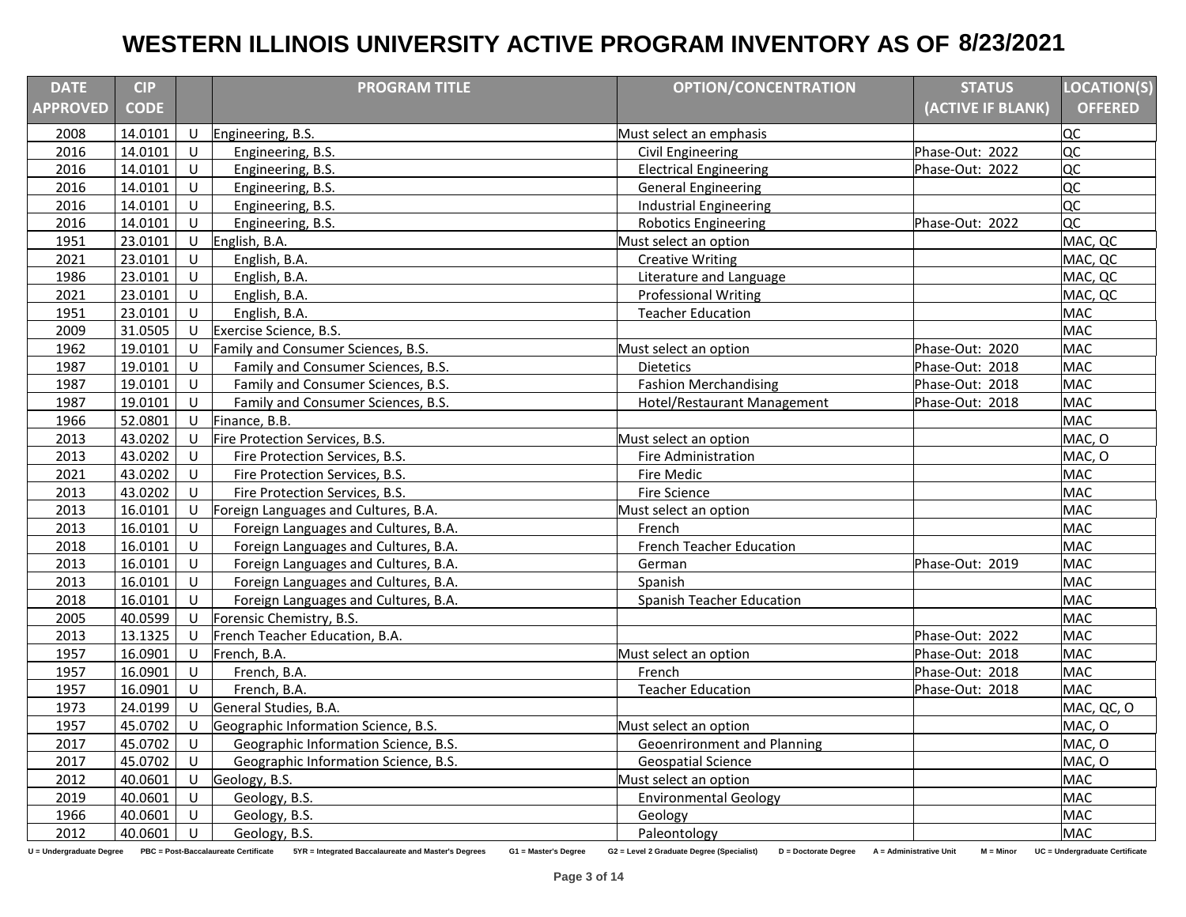# WESTERN ILLINOIS UNIVERSITY ACTIVE PROGRAM INVENTORY AS OF 8/23/2021

| DATE APPROVED | CIP CODE | | PROGRAM TITLE | OPTION/CONCENTRATION | STATUS (ACTIVE IF BLANK) | LOCATION(S) OFFERED |
|---|---|---|---|---|---|---|
| 2008 | 14.0101 | U | Engineering, B.S. | Must select an emphasis | | QC |
| 2016 | 14.0101 | U | Engineering, B.S. | Civil Engineering | Phase-Out: 2022 | QC |
| 2016 | 14.0101 | U | Engineering, B.S. | Electrical Engineering | Phase-Out: 2022 | QC |
| 2016 | 14.0101 | U | Engineering, B.S. | General Engineering | | QC |
| 2016 | 14.0101 | U | Engineering, B.S. | Industrial Engineering | | QC |
| 2016 | 14.0101 | U | Engineering, B.S. | Robotics Engineering | Phase-Out: 2022 | QC |
| 1951 | 23.0101 | U | English, B.A. | Must select an option | | MAC, QC |
| 2021 | 23.0101 | U | English, B.A. | Creative Writing | | MAC, QC |
| 1986 | 23.0101 | U | English, B.A. | Literature and Language | | MAC, QC |
| 2021 | 23.0101 | U | English, B.A. | Professional Writing | | MAC, QC |
| 1951 | 23.0101 | U | English, B.A. | Teacher Education | | MAC |
| 2009 | 31.0505 | U | Exercise Science, B.S. | | | MAC |
| 1962 | 19.0101 | U | Family and Consumer Sciences, B.S. | Must select an option | Phase-Out: 2020 | MAC |
| 1987 | 19.0101 | U | Family and Consumer Sciences, B.S. | Dietetics | Phase-Out: 2018 | MAC |
| 1987 | 19.0101 | U | Family and Consumer Sciences, B.S. | Fashion Merchandising | Phase-Out: 2018 | MAC |
| 1987 | 19.0101 | U | Family and Consumer Sciences, B.S. | Hotel/Restaurant Management | Phase-Out: 2018 | MAC |
| 1966 | 52.0801 | U | Finance, B.B. | | | MAC |
| 2013 | 43.0202 | U | Fire Protection Services, B.S. | Must select an option | | MAC, O |
| 2013 | 43.0202 | U | Fire Protection Services, B.S. | Fire Administration | | MAC, O |
| 2021 | 43.0202 | U | Fire Protection Services, B.S. | Fire Medic | | MAC |
| 2013 | 43.0202 | U | Fire Protection Services, B.S. | Fire Science | | MAC |
| 2013 | 16.0101 | U | Foreign Languages and Cultures, B.A. | Must select an option | | MAC |
| 2013 | 16.0101 | U | Foreign Languages and Cultures, B.A. | French | | MAC |
| 2018 | 16.0101 | U | Foreign Languages and Cultures, B.A. | French Teacher Education | | MAC |
| 2013 | 16.0101 | U | Foreign Languages and Cultures, B.A. | German | Phase-Out: 2019 | MAC |
| 2013 | 16.0101 | U | Foreign Languages and Cultures, B.A. | Spanish | | MAC |
| 2018 | 16.0101 | U | Foreign Languages and Cultures, B.A. | Spanish Teacher Education | | MAC |
| 2005 | 40.0599 | U | Forensic Chemistry, B.S. | | | MAC |
| 2013 | 13.1325 | U | French Teacher Education, B.A. | | Phase-Out: 2022 | MAC |
| 1957 | 16.0901 | U | French, B.A. | Must select an option | Phase-Out: 2018 | MAC |
| 1957 | 16.0901 | U | French, B.A. | French | Phase-Out: 2018 | MAC |
| 1957 | 16.0901 | U | French, B.A. | Teacher Education | Phase-Out: 2018 | MAC |
| 1973 | 24.0199 | U | General Studies, B.A. | | | MAC, QC, O |
| 1957 | 45.0702 | U | Geographic Information Science, B.S. | Must select an option | | MAC, O |
| 2017 | 45.0702 | U | Geographic Information Science, B.S. | Geoenrironment and Planning | | MAC, O |
| 2017 | 45.0702 | U | Geographic Information Science, B.S. | Geospatial Science | | MAC, O |
| 2012 | 40.0601 | U | Geology, B.S. | Must select an option | | MAC |
| 2019 | 40.0601 | U | Geology, B.S. | Environmental Geology | | MAC |
| 1966 | 40.0601 | U | Geology, B.S. | Geology | | MAC |
| 2012 | 40.0601 | U | Geology, B.S. | Paleontology | | MAC |

U = Undergraduate Degree PBC = Post-Baccalaureate Certificate 5YR = Integrated Baccalaureate and Master's Degrees G1 = Master's Degree G2 = Level 2 Graduate Degree (Specialist) D = Doctorate Degree A = Administrative Unit M = Minor UC = Undergraduate Certificate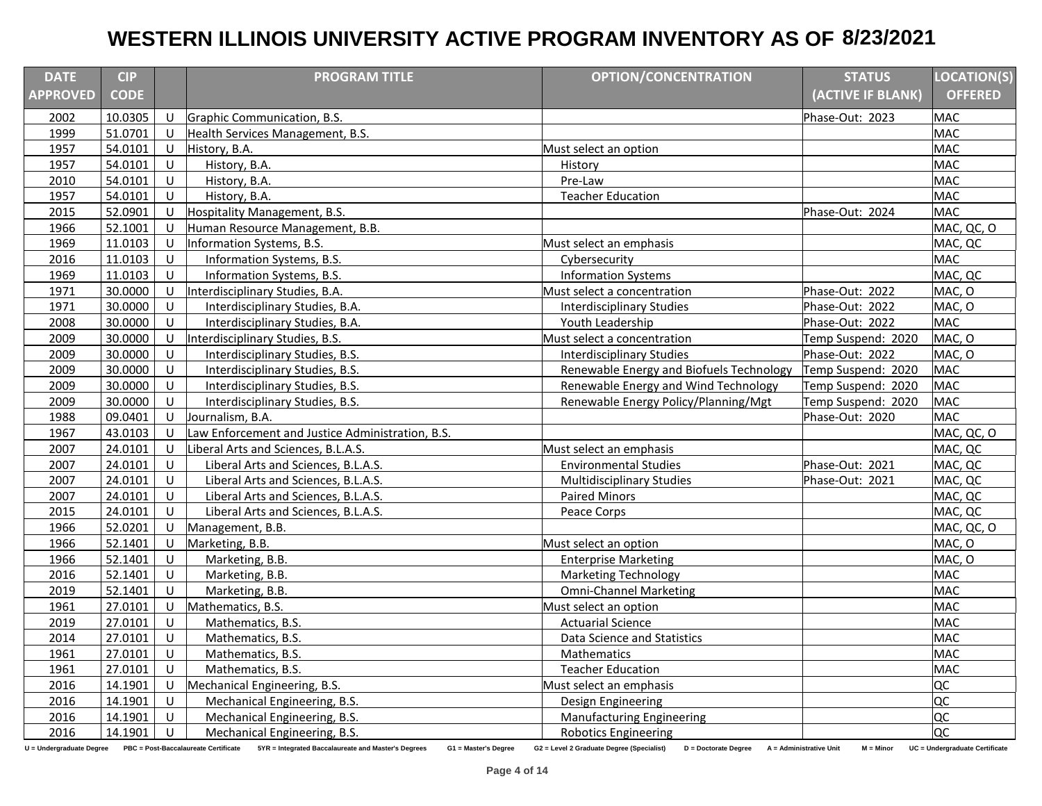# WESTERN ILLINOIS UNIVERSITY ACTIVE PROGRAM INVENTORY AS OF 8/23/2021

| DATE APPROVED | CIP CODE | | PROGRAM TITLE | OPTION/CONCENTRATION | STATUS (ACTIVE IF BLANK) | LOCATION(S) OFFERED |
|---|---|---|---|---|---|---|
| 2002 | 10.0305 | U | Graphic Communication, B.S. | | Phase-Out: 2023 | MAC |
| 1999 | 51.0701 | U | Health Services Management, B.S. | | | MAC |
| 1957 | 54.0101 | U | History, B.A. | Must select an option | | MAC |
| 1957 | 54.0101 | U | History, B.A. | History | | MAC |
| 2010 | 54.0101 | U | History, B.A. | Pre-Law | | MAC |
| 1957 | 54.0101 | U | History, B.A. | Teacher Education | | MAC |
| 2015 | 52.0901 | U | Hospitality Management, B.S. | | Phase-Out: 2024 | MAC |
| 1966 | 52.1001 | U | Human Resource Management, B.B. | | | MAC, QC, O |
| 1969 | 11.0103 | U | Information Systems, B.S. | Must select an emphasis | | MAC, QC |
| 2016 | 11.0103 | U | Information Systems, B.S. | Cybersecurity | | MAC |
| 1969 | 11.0103 | U | Information Systems, B.S. | Information Systems | | MAC, QC |
| 1971 | 30.0000 | U | Interdisciplinary Studies, B.A. | Must select a concentration | Phase-Out: 2022 | MAC, O |
| 1971 | 30.0000 | U | Interdisciplinary Studies, B.A. | Interdisciplinary Studies | Phase-Out: 2022 | MAC, O |
| 2008 | 30.0000 | U | Interdisciplinary Studies, B.A. | Youth Leadership | Phase-Out: 2022 | MAC |
| 2009 | 30.0000 | U | Interdisciplinary Studies, B.S. | Must select a concentration | Temp Suspend: 2020 | MAC, O |
| 2009 | 30.0000 | U | Interdisciplinary Studies, B.S. | Interdisciplinary Studies | Phase-Out: 2022 | MAC, O |
| 2009 | 30.0000 | U | Interdisciplinary Studies, B.S. | Renewable Energy and Biofuels Technology | Temp Suspend: 2020 | MAC |
| 2009 | 30.0000 | U | Interdisciplinary Studies, B.S. | Renewable Energy and Wind Technology | Temp Suspend: 2020 | MAC |
| 2009 | 30.0000 | U | Interdisciplinary Studies, B.S. | Renewable Energy Policy/Planning/Mgt | Temp Suspend: 2020 | MAC |
| 1988 | 09.0401 | U | Journalism, B.A. | | Phase-Out: 2020 | MAC |
| 1967 | 43.0103 | U | Law Enforcement and Justice Administration, B.S. | | | MAC, QC, O |
| 2007 | 24.0101 | U | Liberal Arts and Sciences, B.L.A.S. | Must select an emphasis | | MAC, QC |
| 2007 | 24.0101 | U | Liberal Arts and Sciences, B.L.A.S. | Environmental Studies | Phase-Out: 2021 | MAC, QC |
| 2007 | 24.0101 | U | Liberal Arts and Sciences, B.L.A.S. | Multidisciplinary Studies | Phase-Out: 2021 | MAC, QC |
| 2007 | 24.0101 | U | Liberal Arts and Sciences, B.L.A.S. | Paired Minors | | MAC, QC |
| 2015 | 24.0101 | U | Liberal Arts and Sciences, B.L.A.S. | Peace Corps | | MAC, QC |
| 1966 | 52.0201 | U | Management, B.B. | | | MAC, QC, O |
| 1966 | 52.1401 | U | Marketing, B.B. | Must select an option | | MAC, O |
| 1966 | 52.1401 | U | Marketing, B.B. | Enterprise Marketing | | MAC, O |
| 2016 | 52.1401 | U | Marketing, B.B. | Marketing Technology | | MAC |
| 2019 | 52.1401 | U | Marketing, B.B. | Omni-Channel Marketing | | MAC |
| 1961 | 27.0101 | U | Mathematics, B.S. | Must select an option | | MAC |
| 2019 | 27.0101 | U | Mathematics, B.S. | Actuarial Science | | MAC |
| 2014 | 27.0101 | U | Mathematics, B.S. | Data Science and Statistics | | MAC |
| 1961 | 27.0101 | U | Mathematics, B.S. | Mathematics | | MAC |
| 1961 | 27.0101 | U | Mathematics, B.S. | Teacher Education | | MAC |
| 2016 | 14.1901 | U | Mechanical Engineering, B.S. | Must select an emphasis | | QC |
| 2016 | 14.1901 | U | Mechanical Engineering, B.S. | Design Engineering | | QC |
| 2016 | 14.1901 | U | Mechanical Engineering, B.S. | Manufacturing Engineering | | QC |
| 2016 | 14.1901 | U | Mechanical Engineering, B.S. | Robotics Engineering | | QC |

U = Undergraduate Degree PBC = Post-Baccalaureate Certificate 5YR = Integrated Baccalaureate and Master's Degrees G1 = Master's Degree G2 = Level 2 Graduate Degree (Specialist) D = Doctorate Degree A = Administrative Unit M = Minor UC = Undergraduate Certificate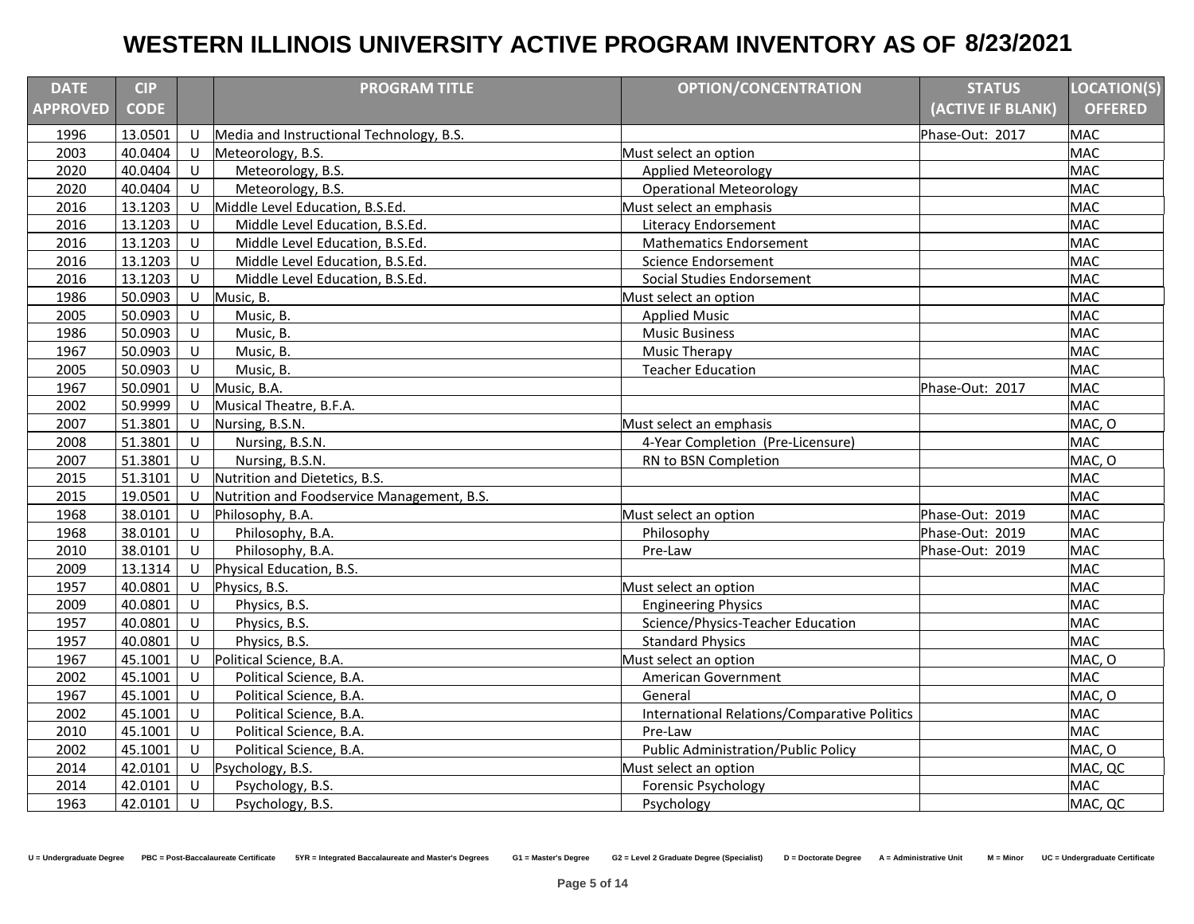# WESTERN ILLINOIS UNIVERSITY ACTIVE PROGRAM INVENTORY AS OF 8/23/2021

| DATE APPROVED | CIP CODE | | PROGRAM TITLE | OPTION/CONCENTRATION | STATUS (ACTIVE IF BLANK) | LOCATION(S) OFFERED |
|---|---|---|---|---|---|---|
| 1996 | 13.0501 | U | Media and Instructional Technology, B.S. | | Phase-Out: 2017 | MAC |
| 2003 | 40.0404 | U | Meteorology, B.S. | Must select an option | | MAC |
| 2020 | 40.0404 | U | Meteorology, B.S. | Applied Meteorology | | MAC |
| 2020 | 40.0404 | U | Meteorology, B.S. | Operational Meteorology | | MAC |
| 2016 | 13.1203 | U | Middle Level Education, B.S.Ed. | Must select an emphasis | | MAC |
| 2016 | 13.1203 | U | Middle Level Education, B.S.Ed. | Literacy Endorsement | | MAC |
| 2016 | 13.1203 | U | Middle Level Education, B.S.Ed. | Mathematics Endorsement | | MAC |
| 2016 | 13.1203 | U | Middle Level Education, B.S.Ed. | Science Endorsement | | MAC |
| 2016 | 13.1203 | U | Middle Level Education, B.S.Ed. | Social Studies Endorsement | | MAC |
| 1986 | 50.0903 | U | Music, B. | Must select an option | | MAC |
| 2005 | 50.0903 | U | Music, B. | Applied Music | | MAC |
| 1986 | 50.0903 | U | Music, B. | Music Business | | MAC |
| 1967 | 50.0903 | U | Music, B. | Music Therapy | | MAC |
| 2005 | 50.0903 | U | Music, B. | Teacher Education | | MAC |
| 1967 | 50.0901 | U | Music, B.A. | | Phase-Out: 2017 | MAC |
| 2002 | 50.9999 | U | Musical Theatre, B.F.A. | | | MAC |
| 2007 | 51.3801 | U | Nursing, B.S.N. | Must select an emphasis | | MAC, O |
| 2008 | 51.3801 | U | Nursing, B.S.N. | 4-Year Completion (Pre-Licensure) | | MAC |
| 2007 | 51.3801 | U | Nursing, B.S.N. | RN to BSN Completion | | MAC, O |
| 2015 | 51.3101 | U | Nutrition and Dietetics, B.S. | | | MAC |
| 2015 | 19.0501 | U | Nutrition and Foodservice Management, B.S. | | | MAC |
| 1968 | 38.0101 | U | Philosophy, B.A. | Must select an option | Phase-Out: 2019 | MAC |
| 1968 | 38.0101 | U | Philosophy, B.A. | Philosophy | Phase-Out: 2019 | MAC |
| 2010 | 38.0101 | U | Philosophy, B.A. | Pre-Law | Phase-Out: 2019 | MAC |
| 2009 | 13.1314 | U | Physical Education, B.S. | | | MAC |
| 1957 | 40.0801 | U | Physics, B.S. | Must select an option | | MAC |
| 2009 | 40.0801 | U | Physics, B.S. | Engineering Physics | | MAC |
| 1957 | 40.0801 | U | Physics, B.S. | Science/Physics-Teacher Education | | MAC |
| 1957 | 40.0801 | U | Physics, B.S. | Standard Physics | | MAC |
| 1967 | 45.1001 | U | Political Science, B.A. | Must select an option | | MAC, O |
| 2002 | 45.1001 | U | Political Science, B.A. | American Government | | MAC |
| 1967 | 45.1001 | U | Political Science, B.A. | General | | MAC, O |
| 2002 | 45.1001 | U | Political Science, B.A. | International Relations/Comparative Politics | | MAC |
| 2010 | 45.1001 | U | Political Science, B.A. | Pre-Law | | MAC |
| 2002 | 45.1001 | U | Political Science, B.A. | Public Administration/Public Policy | | MAC, O |
| 2014 | 42.0101 | U | Psychology, B.S. | Must select an option | | MAC, QC |
| 2014 | 42.0101 | U | Psychology, B.S. | Forensic Psychology | | MAC |
| 1963 | 42.0101 | U | Psychology, B.S. | Psychology | | MAC, QC |

U = Undergraduate Degree PBC = Post-Baccalaureate Certificate 5YR = Integrated Baccalaureate and Master's Degrees G1 = Master's Degree G2 = Level 2 Graduate Degree (Specialist) D = Doctorate Degree A = Administrative Unit M = Minor UC = Undergraduate Certificate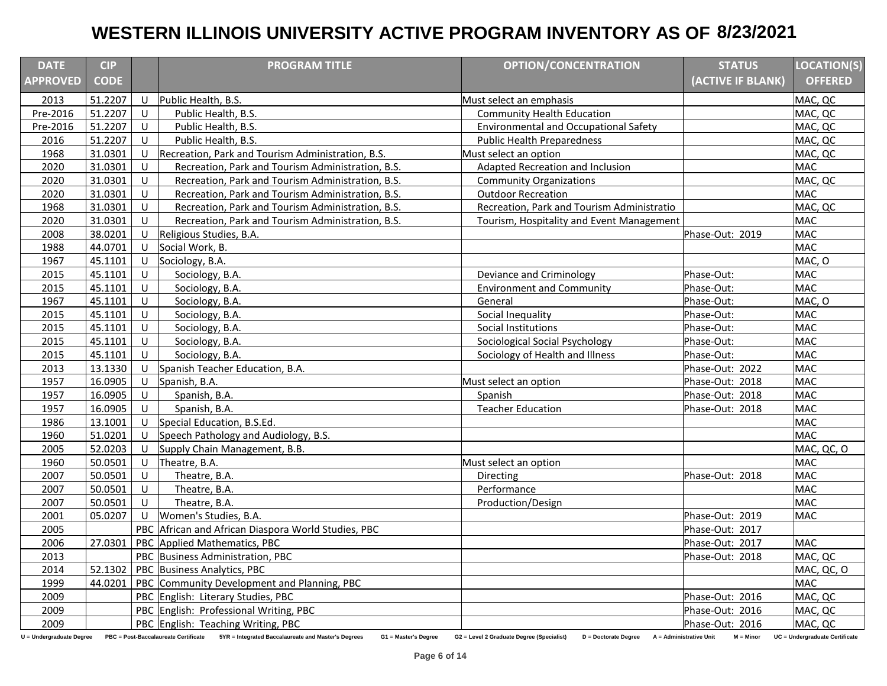# WESTERN ILLINOIS UNIVERSITY ACTIVE PROGRAM INVENTORY AS OF 8/23/2021

| DATE APPROVED | CIP CODE | | PROGRAM TITLE | OPTION/CONCENTRATION | STATUS (ACTIVE IF BLANK) | LOCATION(S) OFFERED |
|---|---|---|---|---|---|---|
| 2013 | 51.2207 | U | Public Health, B.S. | Must select an emphasis | | MAC, QC |
| Pre-2016 | 51.2207 | U | Public Health, B.S. | Community Health Education | | MAC, QC |
| Pre-2016 | 51.2207 | U | Public Health, B.S. | Environmental and Occupational Safety | | MAC, QC |
| 2016 | 51.2207 | U | Public Health, B.S. | Public Health Preparedness | | MAC, QC |
| 1968 | 31.0301 | U | Recreation, Park and Tourism Administration, B.S. | Must select an option | | MAC, QC |
| 2020 | 31.0301 | U | Recreation, Park and Tourism Administration, B.S. | Adapted Recreation and Inclusion | | MAC |
| 2020 | 31.0301 | U | Recreation, Park and Tourism Administration, B.S. | Community Organizations | | MAC, QC |
| 2020 | 31.0301 | U | Recreation, Park and Tourism Administration, B.S. | Outdoor Recreation | | MAC |
| 1968 | 31.0301 | U | Recreation, Park and Tourism Administration, B.S. | Recreation, Park and Tourism Administratio | | MAC, QC |
| 2020 | 31.0301 | U | Recreation, Park and Tourism Administration, B.S. | Tourism, Hospitality and Event Management | | MAC |
| 2008 | 38.0201 | U | Religious Studies, B.A. | | Phase-Out: 2019 | MAC |
| 1988 | 44.0701 | U | Social Work, B. | | | MAC |
| 1967 | 45.1101 | U | Sociology, B.A. | | | MAC, O |
| 2015 | 45.1101 | U | Sociology, B.A. | Deviance and Criminology | Phase-Out: | MAC |
| 2015 | 45.1101 | U | Sociology, B.A. | Environment and Community | Phase-Out: | MAC |
| 1967 | 45.1101 | U | Sociology, B.A. | General | Phase-Out: | MAC, O |
| 2015 | 45.1101 | U | Sociology, B.A. | Social Inequality | Phase-Out: | MAC |
| 2015 | 45.1101 | U | Sociology, B.A. | Social Institutions | Phase-Out: | MAC |
| 2015 | 45.1101 | U | Sociology, B.A. | Sociological Social Psychology | Phase-Out: | MAC |
| 2015 | 45.1101 | U | Sociology, B.A. | Sociology of Health and Illness | Phase-Out: | MAC |
| 2013 | 13.1330 | U | Spanish Teacher Education, B.A. | | Phase-Out: 2022 | MAC |
| 1957 | 16.0905 | U | Spanish, B.A. | Must select an option | Phase-Out: 2018 | MAC |
| 1957 | 16.0905 | U | Spanish, B.A. | Spanish | Phase-Out: 2018 | MAC |
| 1957 | 16.0905 | U | Spanish, B.A. | Teacher Education | Phase-Out: 2018 | MAC |
| 1986 | 13.1001 | U | Special Education, B.S.Ed. | | | MAC |
| 1960 | 51.0201 | U | Speech Pathology and Audiology, B.S. | | | MAC |
| 2005 | 52.0203 | U | Supply Chain Management, B.B. | | | MAC, QC, O |
| 1960 | 50.0501 | U | Theatre, B.A. | Must select an option | | MAC |
| 2007 | 50.0501 | U | Theatre, B.A. | Directing | Phase-Out: 2018 | MAC |
| 2007 | 50.0501 | U | Theatre, B.A. | Performance | | MAC |
| 2007 | 50.0501 | U | Theatre, B.A. | Production/Design | | MAC |
| 2001 | 05.0207 | U | Women's Studies, B.A. | | Phase-Out: 2019 | MAC |
| 2005 | | PBC | African and African Diaspora World Studies, PBC | | Phase-Out: 2017 | |
| 2006 | 27.0301 | PBC | Applied Mathematics, PBC | | Phase-Out: 2017 | MAC |
| 2013 | | PBC | Business Administration, PBC | | Phase-Out: 2018 | MAC, QC |
| 2014 | 52.1302 | PBC | Business Analytics, PBC | | | MAC, QC, O |
| 1999 | 44.0201 | PBC | Community Development and Planning, PBC | | | MAC |
| 2009 | | PBC | English: Literary Studies, PBC | | Phase-Out: 2016 | MAC, QC |
| 2009 | | PBC | English: Professional Writing, PBC | | Phase-Out: 2016 | MAC, QC |
| 2009 | | PBC | English: Teaching Writing, PBC | | Phase-Out: 2016 | MAC, QC |

U = Undergraduate Degree PBC = Post-Baccalaureate Certificate 5YR = Integrated Baccalaureate and Master's Degrees G1 = Master's Degree G2 = Level 2 Graduate Degree (Specialist) D = Doctorate Degree A = Administrative Unit M = Minor UC = Undergraduate Certificate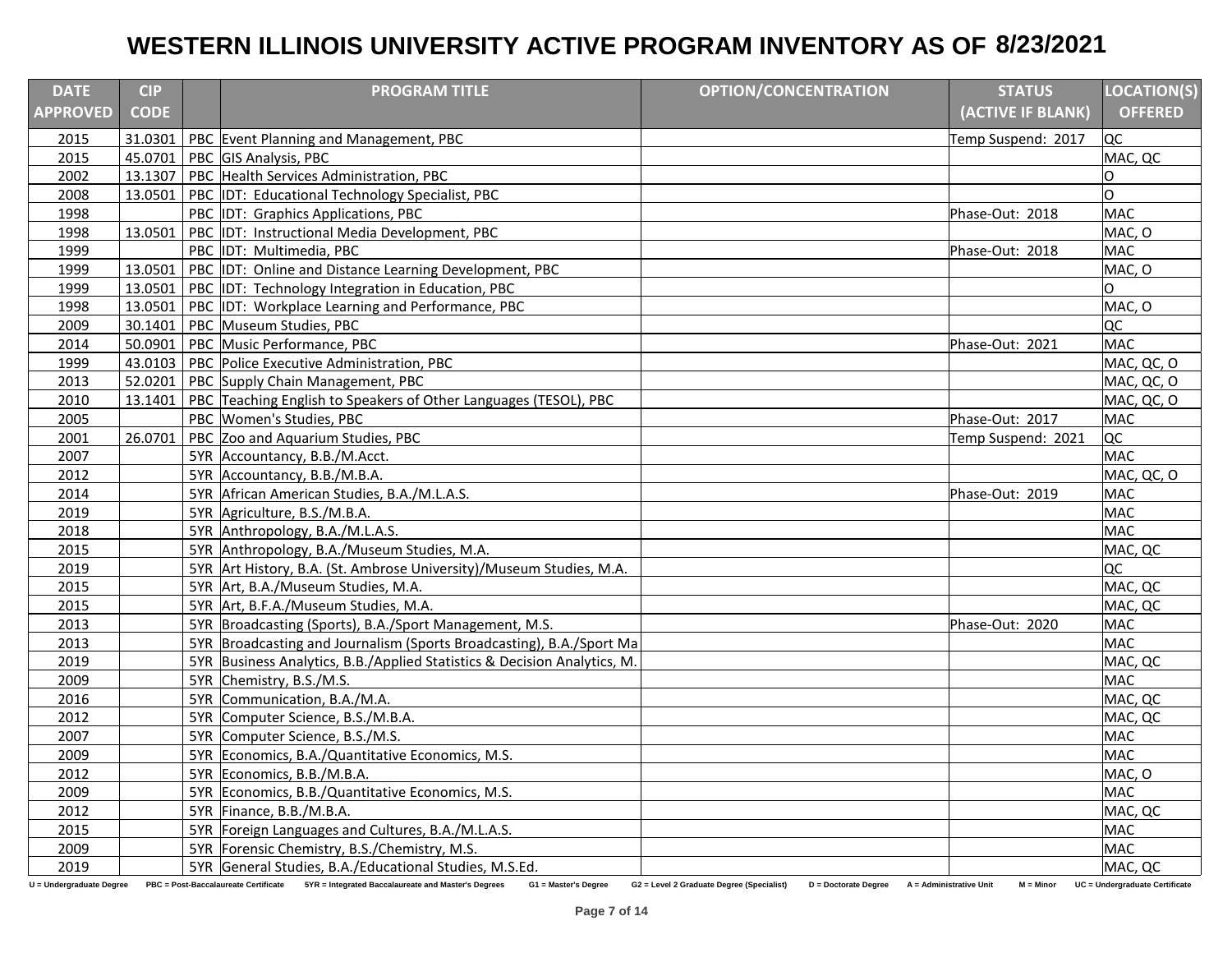# WESTERN ILLINOIS UNIVERSITY ACTIVE PROGRAM INVENTORY AS OF 8/23/2021

| DATE APPROVED | CIP CODE | | PROGRAM TITLE | OPTION/CONCENTRATION | STATUS (ACTIVE IF BLANK) | LOCATION(S) OFFERED |
|---|---|---|---|---|---|---|
| 2015 | 31.0301 | PBC | Event Planning and Management, PBC | | Temp Suspend: 2017 | QC |
| 2015 | 45.0701 | PBC | GIS Analysis, PBC | | | MAC, QC |
| 2002 | 13.1307 | PBC | Health Services Administration, PBC | | | O |
| 2008 | 13.0501 | PBC | IDT: Educational Technology Specialist, PBC | | | O |
| 1998 | | PBC | IDT: Graphics Applications, PBC | | Phase-Out: 2018 | MAC |
| 1998 | 13.0501 | PBC | IDT: Instructional Media Development, PBC | | | MAC, O |
| 1999 | | PBC | IDT: Multimedia, PBC | | Phase-Out: 2018 | MAC |
| 1999 | 13.0501 | PBC | IDT: Online and Distance Learning Development, PBC | | | MAC, O |
| 1999 | 13.0501 | PBC | IDT: Technology Integration in Education, PBC | | | O |
| 1998 | 13.0501 | PBC | IDT: Workplace Learning and Performance, PBC | | | MAC, O |
| 2009 | 30.1401 | PBC | Museum Studies, PBC | | | QC |
| 2014 | 50.0901 | PBC | Music Performance, PBC | | Phase-Out: 2021 | MAC |
| 1999 | 43.0103 | PBC | Police Executive Administration, PBC | | | MAC, QC, O |
| 2013 | 52.0201 | PBC | Supply Chain Management, PBC | | | MAC, QC, O |
| 2010 | 13.1401 | PBC | Teaching English to Speakers of Other Languages (TESOL), PBC | | | MAC, QC, O |
| 2005 | | PBC | Women's Studies, PBC | | Phase-Out: 2017 | MAC |
| 2001 | 26.0701 | PBC | Zoo and Aquarium Studies, PBC | | Temp Suspend: 2021 | QC |
| 2007 | | 5YR | Accountancy, B.B./M.Acct. | | | MAC |
| 2012 | | 5YR | Accountancy, B.B./M.B.A. | | | MAC, QC, O |
| 2014 | | 5YR | African American Studies, B.A./M.L.A.S. | | Phase-Out: 2019 | MAC |
| 2019 | | 5YR | Agriculture, B.S./M.B.A. | | | MAC |
| 2018 | | 5YR | Anthropology, B.A./M.L.A.S. | | | MAC |
| 2015 | | 5YR | Anthropology, B.A./Museum Studies, M.A. | | | MAC, QC |
| 2019 | | 5YR | Art History, B.A. (St. Ambrose University)/Museum Studies, M.A. | | | QC |
| 2015 | | 5YR | Art, B.A./Museum Studies, M.A. | | | MAC, QC |
| 2015 | | 5YR | Art, B.F.A./Museum Studies, M.A. | | | MAC, QC |
| 2013 | | 5YR | Broadcasting (Sports), B.A./Sport Management, M.S. | | Phase-Out: 2020 | MAC |
| 2013 | | 5YR | Broadcasting and Journalism (Sports Broadcasting), B.A./Sport Ma | | | MAC |
| 2019 | | 5YR | Business Analytics, B.B./Applied Statistics & Decision Analytics, M. | | | MAC, QC |
| 2009 | | 5YR | Chemistry, B.S./M.S. | | | MAC |
| 2016 | | 5YR | Communication, B.A./M.A. | | | MAC, QC |
| 2012 | | 5YR | Computer Science, B.S./M.B.A. | | | MAC, QC |
| 2007 | | 5YR | Computer Science, B.S./M.S. | | | MAC |
| 2009 | | 5YR | Economics, B.A./Quantitative Economics, M.S. | | | MAC |
| 2012 | | 5YR | Economics, B.B./M.B.A. | | | MAC, O |
| 2009 | | 5YR | Economics, B.B./Quantitative Economics, M.S. | | | MAC |
| 2012 | | 5YR | Finance, B.B./M.B.A. | | | MAC, QC |
| 2015 | | 5YR | Foreign Languages and Cultures, B.A./M.L.A.S. | | | MAC |
| 2009 | | 5YR | Forensic Chemistry, B.S./Chemistry, M.S. | | | MAC |
| 2019 | | 5YR | General Studies, B.A./Educational Studies, M.S.Ed. | | | MAC, QC |

U = Undergraduate Degree PBC = Post-Baccalaureate Certificate 5YR = Integrated Baccalaureate and Master's Degrees G1 = Master's Degree G2 = Level 2 Graduate Degree (Specialist) D = Doctorate Degree A = Administrative Unit M = Minor UC = Undergraduate Certificate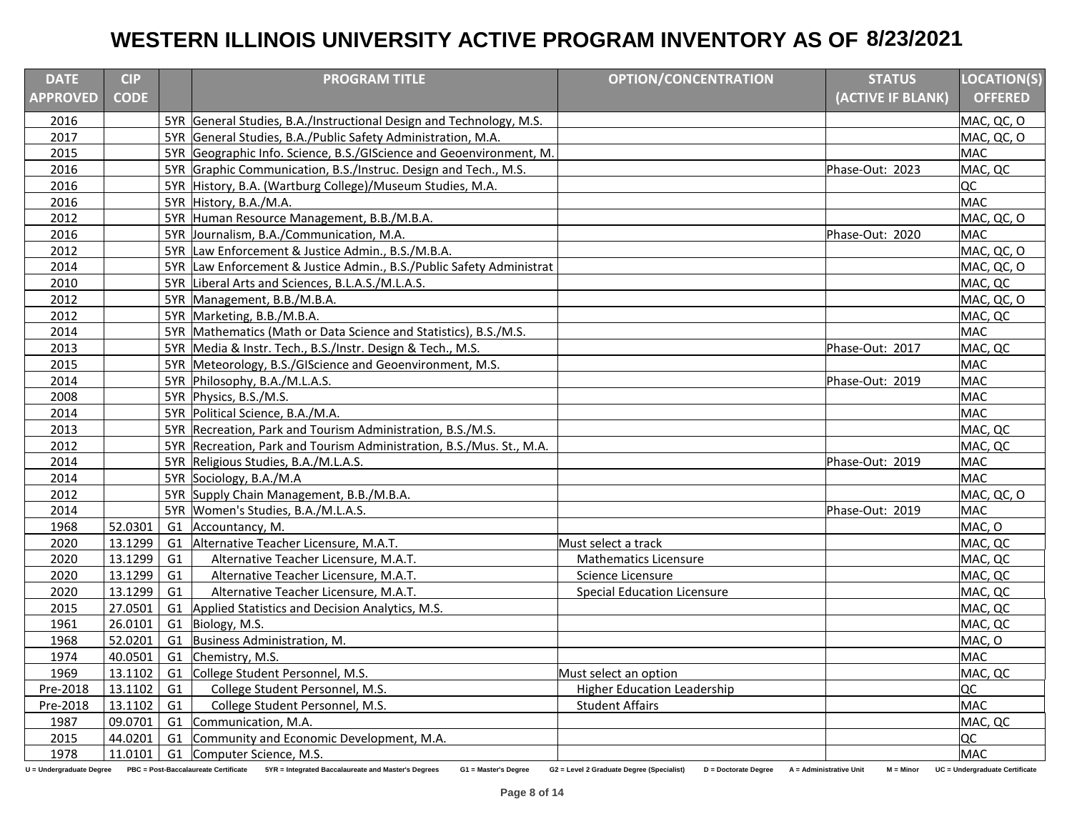# WESTERN ILLINOIS UNIVERSITY ACTIVE PROGRAM INVENTORY AS OF 8/23/2021

| DATE APPROVED | CIP CODE | | PROGRAM TITLE | OPTION/CONCENTRATION | STATUS (ACTIVE IF BLANK) | LOCATION(S) OFFERED |
|---|---|---|---|---|---|---|
| 2016 | | 5YR | General Studies, B.A./Instructional Design and Technology, M.S. | | | MAC, QC, O |
| 2017 | | 5YR | General Studies, B.A./Public Safety Administration, M.A. | | | MAC, QC, O |
| 2015 | | 5YR | Geographic Info. Science, B.S./GIScience and Geoenvironment, M. | | | MAC |
| 2016 | | 5YR | Graphic Communication, B.S./Instruc. Design and Tech., M.S. | | Phase-Out: 2023 | MAC, QC |
| 2016 | | 5YR | History, B.A. (Wartburg College)/Museum Studies, M.A. | | | QC |
| 2016 | | 5YR | History, B.A./M.A. | | | MAC |
| 2012 | | 5YR | Human Resource Management, B.B./M.B.A. | | | MAC, QC, O |
| 2016 | | 5YR | Journalism, B.A./Communication, M.A. | | Phase-Out: 2020 | MAC |
| 2012 | | 5YR | Law Enforcement & Justice Admin., B.S./M.B.A. | | | MAC, QC, O |
| 2014 | | 5YR | Law Enforcement & Justice Admin., B.S./Public Safety Administrat | | | MAC, QC, O |
| 2010 | | 5YR | Liberal Arts and Sciences, B.L.A.S./M.L.A.S. | | | MAC, QC |
| 2012 | | 5YR | Management, B.B./M.B.A. | | | MAC, QC, O |
| 2012 | | 5YR | Marketing, B.B./M.B.A. | | | MAC, QC |
| 2014 | | 5YR | Mathematics (Math or Data Science and Statistics), B.S./M.S. | | | MAC |
| 2013 | | 5YR | Media & Instr. Tech., B.S./Instr. Design & Tech., M.S. | | Phase-Out: 2017 | MAC, QC |
| 2015 | | 5YR | Meteorology, B.S./GIScience and Geoenvironment, M.S. | | | MAC |
| 2014 | | 5YR | Philosophy, B.A./M.L.A.S. | | Phase-Out: 2019 | MAC |
| 2008 | | 5YR | Physics, B.S./M.S. | | | MAC |
| 2014 | | 5YR | Political Science, B.A./M.A. | | | MAC |
| 2013 | | 5YR | Recreation, Park and Tourism Administration, B.S./M.S. | | | MAC, QC |
| 2012 | | 5YR | Recreation, Park and Tourism Administration, B.S./Mus. St., M.A. | | | MAC, QC |
| 2014 | | 5YR | Religious Studies, B.A./M.L.A.S. | | Phase-Out: 2019 | MAC |
| 2014 | | 5YR | Sociology, B.A./M.A | | | MAC |
| 2012 | | 5YR | Supply Chain Management, B.B./M.B.A. | | | MAC, QC, O |
| 2014 | | 5YR | Women's Studies, B.A./M.L.A.S. | | Phase-Out: 2019 | MAC |
| 1968 | 52.0301 | G1 | Accountancy, M. | | | MAC, O |
| 2020 | 13.1299 | G1 | Alternative Teacher Licensure, M.A.T. | Must select a track | | MAC, QC |
| 2020 | 13.1299 | G1 | Alternative Teacher Licensure, M.A.T. | Mathematics Licensure | | MAC, QC |
| 2020 | 13.1299 | G1 | Alternative Teacher Licensure, M.A.T. | Science Licensure | | MAC, QC |
| 2020 | 13.1299 | G1 | Alternative Teacher Licensure, M.A.T. | Special Education Licensure | | MAC, QC |
| 2015 | 27.0501 | G1 | Applied Statistics and Decision Analytics, M.S. | | | MAC, QC |
| 1961 | 26.0101 | G1 | Biology, M.S. | | | MAC, QC |
| 1968 | 52.0201 | G1 | Business Administration, M. | | | MAC, O |
| 1974 | 40.0501 | G1 | Chemistry, M.S. | | | MAC |
| 1969 | 13.1102 | G1 | College Student Personnel, M.S. | Must select an option | | MAC, QC |
| Pre-2018 | 13.1102 | G1 | College Student Personnel, M.S. | Higher Education Leadership | | QC |
| Pre-2018 | 13.1102 | G1 | College Student Personnel, M.S. | Student Affairs | | MAC |
| 1987 | 09.0701 | G1 | Communication, M.A. | | | MAC, QC |
| 2015 | 44.0201 | G1 | Community and Economic Development, M.A. | | | QC |
| 1978 | 11.0101 | G1 | Computer Science, M.S. | | | MAC |

U = Undergraduate Degree PBC = Post-Baccalaureate Certificate 5YR = Integrated Baccalaureate and Master's Degrees G1 = Master's Degree G2 = Level 2 Graduate Degree (Specialist) D = Doctorate Degree A = Administrative Unit M = Minor UC = Undergraduate Certificate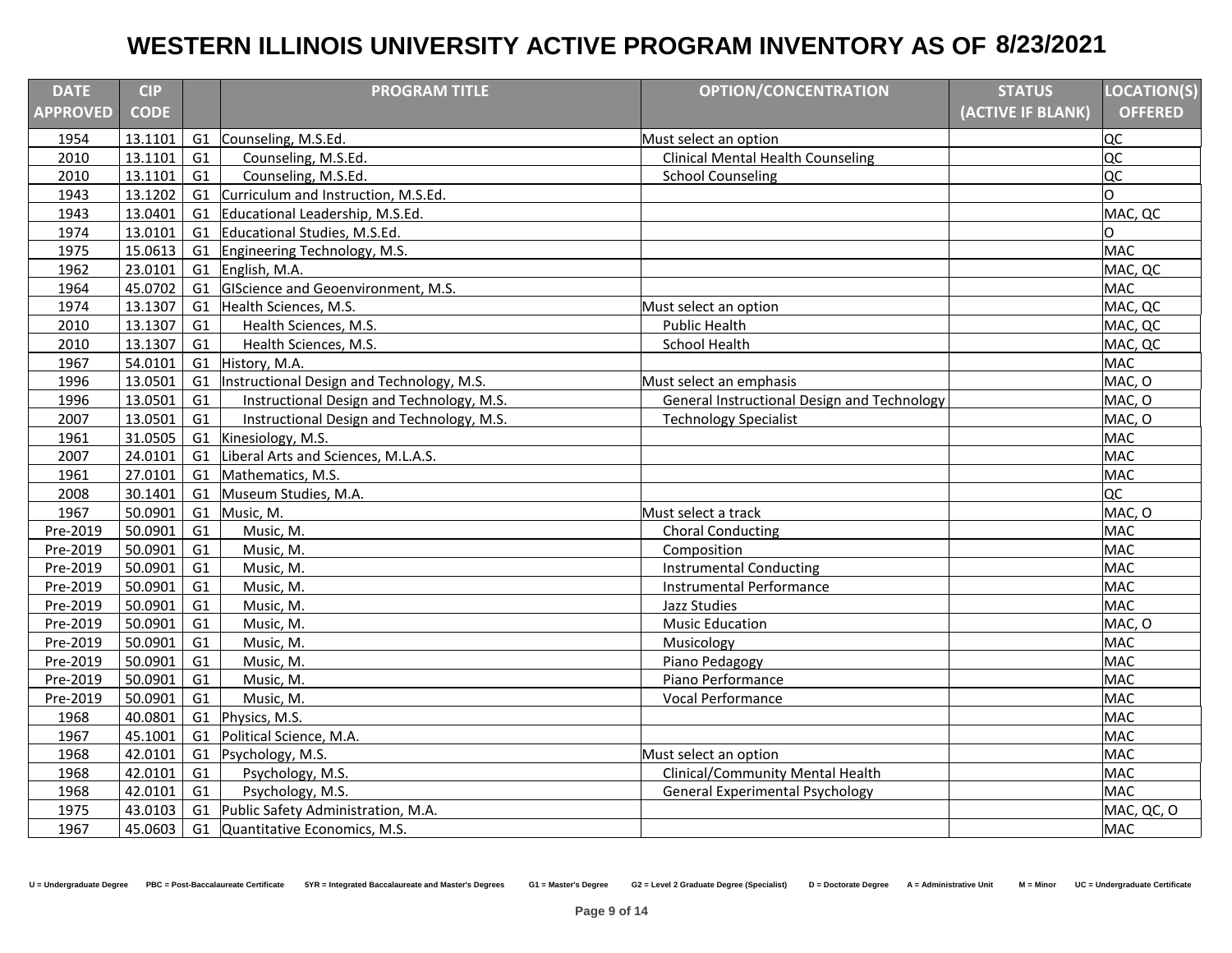# WESTERN ILLINOIS UNIVERSITY ACTIVE PROGRAM INVENTORY AS OF 8/23/2021

| DATE APPROVED | CIP CODE | | PROGRAM TITLE | OPTION/CONCENTRATION | STATUS (ACTIVE IF BLANK) | LOCATION(S) OFFERED |
|---|---|---|---|---|---|---|
| 1954 | 13.1101 | G1 | Counseling, M.S.Ed. | Must select an option | | QC |
| 2010 | 13.1101 | G1 | Counseling, M.S.Ed. | Clinical Mental Health Counseling | | QC |
| 2010 | 13.1101 | G1 | Counseling, M.S.Ed. | School Counseling | | QC |
| 1943 | 13.1202 | G1 | Curriculum and Instruction, M.S.Ed. | | | O |
| 1943 | 13.0401 | G1 | Educational Leadership, M.S.Ed. | | | MAC, QC |
| 1974 | 13.0101 | G1 | Educational Studies, M.S.Ed. | | | O |
| 1975 | 15.0613 | G1 | Engineering Technology, M.S. | | | MAC |
| 1962 | 23.0101 | G1 | English, M.A. | | | MAC, QC |
| 1964 | 45.0702 | G1 | GIScience and Geoenvironment, M.S. | | | MAC |
| 1974 | 13.1307 | G1 | Health Sciences, M.S. | Must select an option | | MAC, QC |
| 2010 | 13.1307 | G1 | Health Sciences, M.S. | Public Health | | MAC, QC |
| 2010 | 13.1307 | G1 | Health Sciences, M.S. | School Health | | MAC, QC |
| 1967 | 54.0101 | G1 | History, M.A. | | | MAC |
| 1996 | 13.0501 | G1 | Instructional Design and Technology, M.S. | Must select an emphasis | | MAC, O |
| 1996 | 13.0501 | G1 | Instructional Design and Technology, M.S. | General Instructional Design and Technology | | MAC, O |
| 2007 | 13.0501 | G1 | Instructional Design and Technology, M.S. | Technology Specialist | | MAC, O |
| 1961 | 31.0505 | G1 | Kinesiology, M.S. | | | MAC |
| 2007 | 24.0101 | G1 | Liberal Arts and Sciences, M.L.A.S. | | | MAC |
| 1961 | 27.0101 | G1 | Mathematics, M.S. | | | MAC |
| 2008 | 30.1401 | G1 | Museum Studies, M.A. | | | QC |
| 1967 | 50.0901 | G1 | Music, M. | Must select a track | | MAC, O |
| Pre-2019 | 50.0901 | G1 | Music, M. | Choral Conducting | | MAC |
| Pre-2019 | 50.0901 | G1 | Music, M. | Composition | | MAC |
| Pre-2019 | 50.0901 | G1 | Music, M. | Instrumental Conducting | | MAC |
| Pre-2019 | 50.0901 | G1 | Music, M. | Instrumental Performance | | MAC |
| Pre-2019 | 50.0901 | G1 | Music, M. | Jazz Studies | | MAC |
| Pre-2019 | 50.0901 | G1 | Music, M. | Music Education | | MAC, O |
| Pre-2019 | 50.0901 | G1 | Music, M. | Musicology | | MAC |
| Pre-2019 | 50.0901 | G1 | Music, M. | Piano Pedagogy | | MAC |
| Pre-2019 | 50.0901 | G1 | Music, M. | Piano Performance | | MAC |
| Pre-2019 | 50.0901 | G1 | Music, M. | Vocal Performance | | MAC |
| 1968 | 40.0801 | G1 | Physics, M.S. | | | MAC |
| 1967 | 45.1001 | G1 | Political Science, M.A. | | | MAC |
| 1968 | 42.0101 | G1 | Psychology, M.S. | Must select an option | | MAC |
| 1968 | 42.0101 | G1 | Psychology, M.S. | Clinical/Community Mental Health | | MAC |
| 1968 | 42.0101 | G1 | Psychology, M.S. | General Experimental Psychology | | MAC |
| 1975 | 43.0103 | G1 | Public Safety Administration, M.A. | | | MAC, QC, O |
| 1967 | 45.0603 | G1 | Quantitative Economics, M.S. | | | MAC |

U = Undergraduate Degree PBC = Post-Baccalaureate Certificate 5YR = Integrated Baccalaureate and Master's Degrees G1 = Master's Degree G2 = Level 2 Graduate Degree (Specialist) D = Doctorate Degree A = Administrative Unit M = Minor UC = Undergraduate Certificate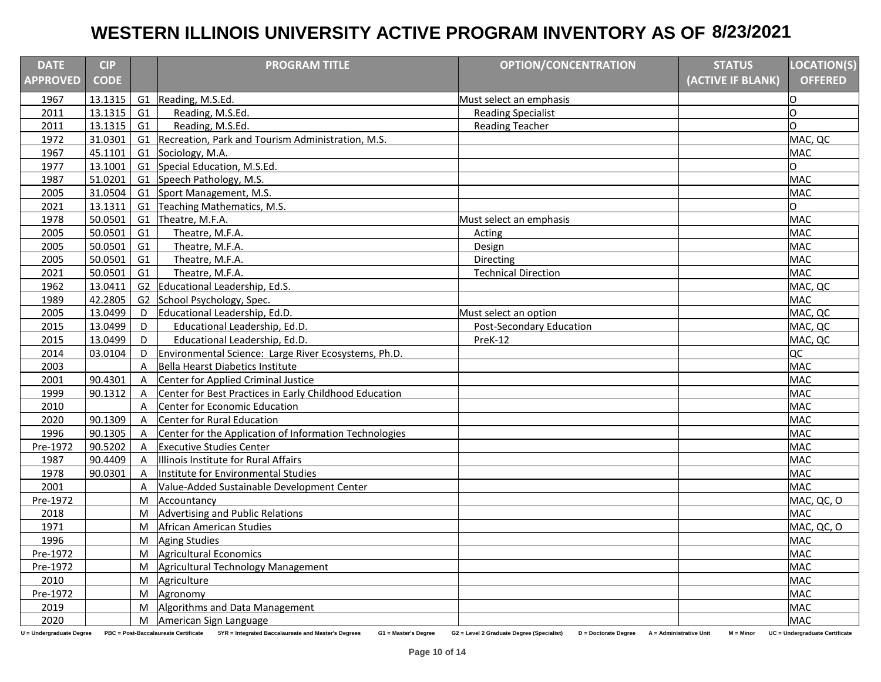# WESTERN ILLINOIS UNIVERSITY ACTIVE PROGRAM INVENTORY AS OF 8/23/2021

| DATE APPROVED | CIP CODE | | PROGRAM TITLE | OPTION/CONCENTRATION | STATUS (ACTIVE IF BLANK) | LOCATION(S) OFFERED |
|---|---|---|---|---|---|---|
| 1967 | 13.1315 | G1 | Reading, M.S.Ed. | Must select an emphasis | | O |
| 2011 | 13.1315 | G1 | Reading, M.S.Ed. | Reading Specialist | | O |
| 2011 | 13.1315 | G1 | Reading, M.S.Ed. | Reading Teacher | | O |
| 1972 | 31.0301 | G1 | Recreation, Park and Tourism Administration, M.S. | | | MAC, QC |
| 1967 | 45.1101 | G1 | Sociology, M.A. | | | MAC |
| 1977 | 13.1001 | G1 | Special Education, M.S.Ed. | | | O |
| 1987 | 51.0201 | G1 | Speech Pathology, M.S. | | | MAC |
| 2005 | 31.0504 | G1 | Sport Management, M.S. | | | MAC |
| 2021 | 13.1311 | G1 | Teaching Mathematics, M.S. | | | O |
| 1978 | 50.0501 | G1 | Theatre, M.F.A. | Must select an emphasis | | MAC |
| 2005 | 50.0501 | G1 | Theatre, M.F.A. | Acting | | MAC |
| 2005 | 50.0501 | G1 | Theatre, M.F.A. | Design | | MAC |
| 2005 | 50.0501 | G1 | Theatre, M.F.A. | Directing | | MAC |
| 2021 | 50.0501 | G1 | Theatre, M.F.A. | Technical Direction | | MAC |
| 1962 | 13.0411 | G2 | Educational Leadership, Ed.S. | | | MAC, QC |
| 1989 | 42.2805 | G2 | School Psychology, Spec. | | | MAC |
| 2005 | 13.0499 | D | Educational Leadership, Ed.D. | Must select an option | | MAC, QC |
| 2015 | 13.0499 | D | Educational Leadership, Ed.D. | Post-Secondary Education | | MAC, QC |
| 2015 | 13.0499 | D | Educational Leadership, Ed.D. | PreK-12 | | MAC, QC |
| 2014 | 03.0104 | D | Environmental Science: Large River Ecosystems, Ph.D. | | | QC |
| 2003 | | A | Bella Hearst Diabetics Institute | | | MAC |
| 2001 | 90.4301 | A | Center for Applied Criminal Justice | | | MAC |
| 1999 | 90.1312 | A | Center for Best Practices in Early Childhood Education | | | MAC |
| 2010 | | A | Center for Economic Education | | | MAC |
| 2020 | 90.1309 | A | Center for Rural Education | | | MAC |
| 1996 | 90.1305 | A | Center for the Application of Information Technologies | | | MAC |
| Pre-1972 | 90.5202 | A | Executive Studies Center | | | MAC |
| 1987 | 90.4409 | A | Illinois Institute for Rural Affairs | | | MAC |
| 1978 | 90.0301 | A | Institute for Environmental Studies | | | MAC |
| 2001 | | A | Value-Added Sustainable Development Center | | | MAC |
| Pre-1972 | | M | Accountancy | | | MAC, QC, O |
| 2018 | | M | Advertising and Public Relations | | | MAC |
| 1971 | | M | African American Studies | | | MAC, QC, O |
| 1996 | | M | Aging Studies | | | MAC |
| Pre-1972 | | M | Agricultural Economics | | | MAC |
| Pre-1972 | | M | Agricultural Technology Management | | | MAC |
| 2010 | | M | Agriculture | | | MAC |
| Pre-1972 | | M | Agronomy | | | MAC |
| 2019 | | M | Algorithms and Data Management | | | MAC |
| 2020 | | M | American Sign Language | | | MAC |

U = Undergraduate Degree PBC = Post-Baccalaureate Certificate 5YR = Integrated Baccalaureate and Master's Degrees G1 = Master's Degree G2 = Level 2 Graduate Degree (Specialist) D = Doctorate Degree A = Administrative Unit M = Minor UC = Undergraduate Certificate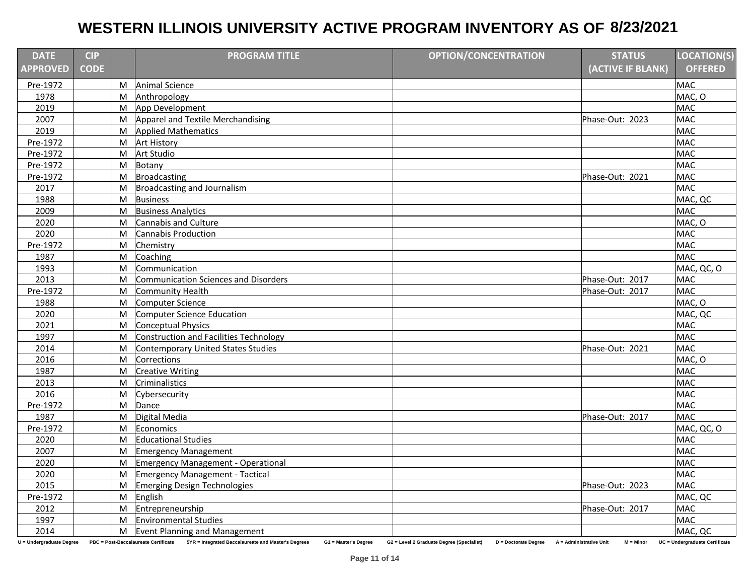# WESTERN ILLINOIS UNIVERSITY ACTIVE PROGRAM INVENTORY AS OF 8/23/2021

| DATE APPROVED | CIP CODE | | PROGRAM TITLE | OPTION/CONCENTRATION | STATUS (ACTIVE IF BLANK) | LOCATION(S) OFFERED |
|---|---|---|---|---|---|---|
| Pre-1972 | | M | Animal Science | | | MAC |
| 1978 | | M | Anthropology | | | MAC, O |
| 2019 | | M | App Development | | | MAC |
| 2007 | | M | Apparel and Textile Merchandising | | Phase-Out: 2023 | MAC |
| 2019 | | M | Applied Mathematics | | | MAC |
| Pre-1972 | | M | Art History | | | MAC |
| Pre-1972 | | M | Art Studio | | | MAC |
| Pre-1972 | | M | Botany | | | MAC |
| Pre-1972 | | M | Broadcasting | | Phase-Out: 2021 | MAC |
| 2017 | | M | Broadcasting and Journalism | | | MAC |
| 1988 | | M | Business | | | MAC, QC |
| 2009 | | M | Business Analytics | | | MAC |
| 2020 | | M | Cannabis and Culture | | | MAC, O |
| 2020 | | M | Cannabis Production | | | MAC |
| Pre-1972 | | M | Chemistry | | | MAC |
| 1987 | | M | Coaching | | | MAC |
| 1993 | | M | Communication | | | MAC, QC, O |
| 2013 | | M | Communication Sciences and Disorders | | Phase-Out: 2017 | MAC |
| Pre-1972 | | M | Community Health | | Phase-Out: 2017 | MAC |
| 1988 | | M | Computer Science | | | MAC, O |
| 2020 | | M | Computer Science Education | | | MAC, QC |
| 2021 | | M | Conceptual Physics | | | MAC |
| 1997 | | M | Construction and Facilities Technology | | | MAC |
| 2014 | | M | Contemporary United States Studies | | Phase-Out: 2021 | MAC |
| 2016 | | M | Corrections | | | MAC, O |
| 1987 | | M | Creative Writing | | | MAC |
| 2013 | | M | Criminalistics | | | MAC |
| 2016 | | M | Cybersecurity | | | MAC |
| Pre-1972 | | M | Dance | | | MAC |
| 1987 | | M | Digital Media | | Phase-Out: 2017 | MAC |
| Pre-1972 | | M | Economics | | | MAC, QC, O |
| 2020 | | M | Educational Studies | | | MAC |
| 2007 | | M | Emergency Management | | | MAC |
| 2020 | | M | Emergency Management - Operational | | | MAC |
| 2020 | | M | Emergency Management - Tactical | | | MAC |
| 2015 | | M | Emerging Design Technologies | | Phase-Out: 2023 | MAC |
| Pre-1972 | | M | English | | | MAC, QC |
| 2012 | | M | Entrepreneurship | | Phase-Out: 2017 | MAC |
| 1997 | | M | Environmental Studies | | | MAC |
| 2014 | | M | Event Planning and Management | | | MAC, QC |

U = Undergraduate Degree PBC = Post-Baccalaureate Certificate 5YR = Integrated Baccalaureate and Master's Degrees G1 = Master's Degree G2 = Level 2 Graduate Degree (Specialist) D = Doctorate Degree A = Administrative Unit M = Minor UC = Undergraduate Certificate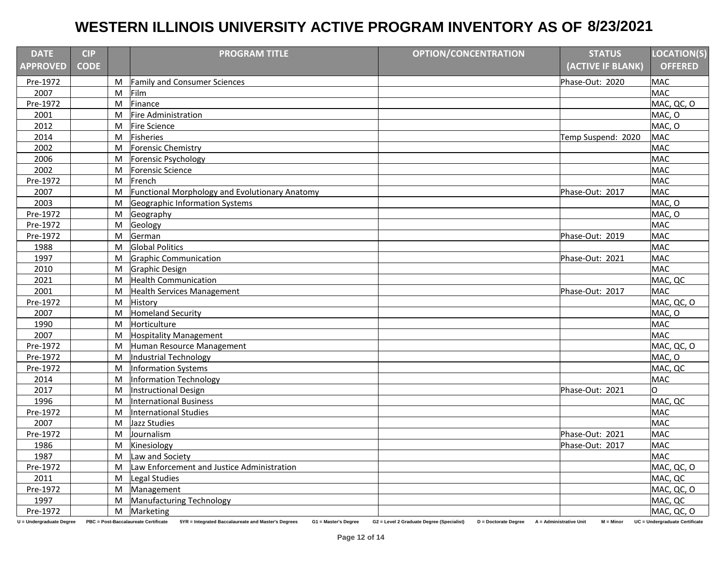# WESTERN ILLINOIS UNIVERSITY ACTIVE PROGRAM INVENTORY AS OF 8/23/2021

| DATE APPROVED | CIP CODE | | PROGRAM TITLE | OPTION/CONCENTRATION | STATUS (ACTIVE IF BLANK) | LOCATION(S) OFFERED |
|---|---|---|---|---|---|---|
| Pre-1972 | | M | Family and Consumer Sciences | | Phase-Out: 2020 | MAC |
| 2007 | | M | Film | | | MAC |
| Pre-1972 | | M | Finance | | | MAC, QC, O |
| 2001 | | M | Fire Administration | | | MAC, O |
| 2012 | | M | Fire Science | | | MAC, O |
| 2014 | | M | Fisheries | | Temp Suspend: 2020 | MAC |
| 2002 | | M | Forensic Chemistry | | | MAC |
| 2006 | | M | Forensic Psychology | | | MAC |
| 2002 | | M | Forensic Science | | | MAC |
| Pre-1972 | | M | French | | | MAC |
| 2007 | | M | Functional Morphology and Evolutionary Anatomy | | Phase-Out: 2017 | MAC |
| 2003 | | M | Geographic Information Systems | | | MAC, O |
| Pre-1972 | | M | Geography | | | MAC, O |
| Pre-1972 | | M | Geology | | | MAC |
| Pre-1972 | | M | German | | Phase-Out: 2019 | MAC |
| 1988 | | M | Global Politics | | | MAC |
| 1997 | | M | Graphic Communication | | Phase-Out: 2021 | MAC |
| 2010 | | M | Graphic Design | | | MAC |
| 2021 | | M | Health Communication | | | MAC, QC |
| 2001 | | M | Health Services Management | | Phase-Out: 2017 | MAC |
| Pre-1972 | | M | History | | | MAC, QC, O |
| 2007 | | M | Homeland Security | | | MAC, O |
| 1990 | | M | Horticulture | | | MAC |
| 2007 | | M | Hospitality Management | | | MAC |
| Pre-1972 | | M | Human Resource Management | | | MAC, QC, O |
| Pre-1972 | | M | Industrial Technology | | | MAC, O |
| Pre-1972 | | M | Information Systems | | | MAC, QC |
| 2014 | | M | Information Technology | | | MAC |
| 2017 | | M | Instructional Design | | Phase-Out: 2021 | O |
| 1996 | | M | International Business | | | MAC, QC |
| Pre-1972 | | M | International Studies | | | MAC |
| 2007 | | M | Jazz Studies | | | MAC |
| Pre-1972 | | M | Journalism | | Phase-Out: 2021 | MAC |
| 1986 | | M | Kinesiology | | Phase-Out: 2017 | MAC |
| 1987 | | M | Law and Society | | | MAC |
| Pre-1972 | | M | Law Enforcement and Justice Administration | | | MAC, QC, O |
| 2011 | | M | Legal Studies | | | MAC, QC |
| Pre-1972 | | M | Management | | | MAC, QC, O |
| 1997 | | M | Manufacturing Technology | | | MAC, QC |
| Pre-1972 | | M | Marketing | | | MAC, QC, O |

U = Undergraduate Degree PBC = Post-Baccalaureate Certificate 5YR = Integrated Baccalaureate and Master's Degrees G1 = Master's Degree G2 = Level 2 Graduate Degree (Specialist) D = Doctorate Degree A = Administrative Unit M = Minor UC = Undergraduate Certificate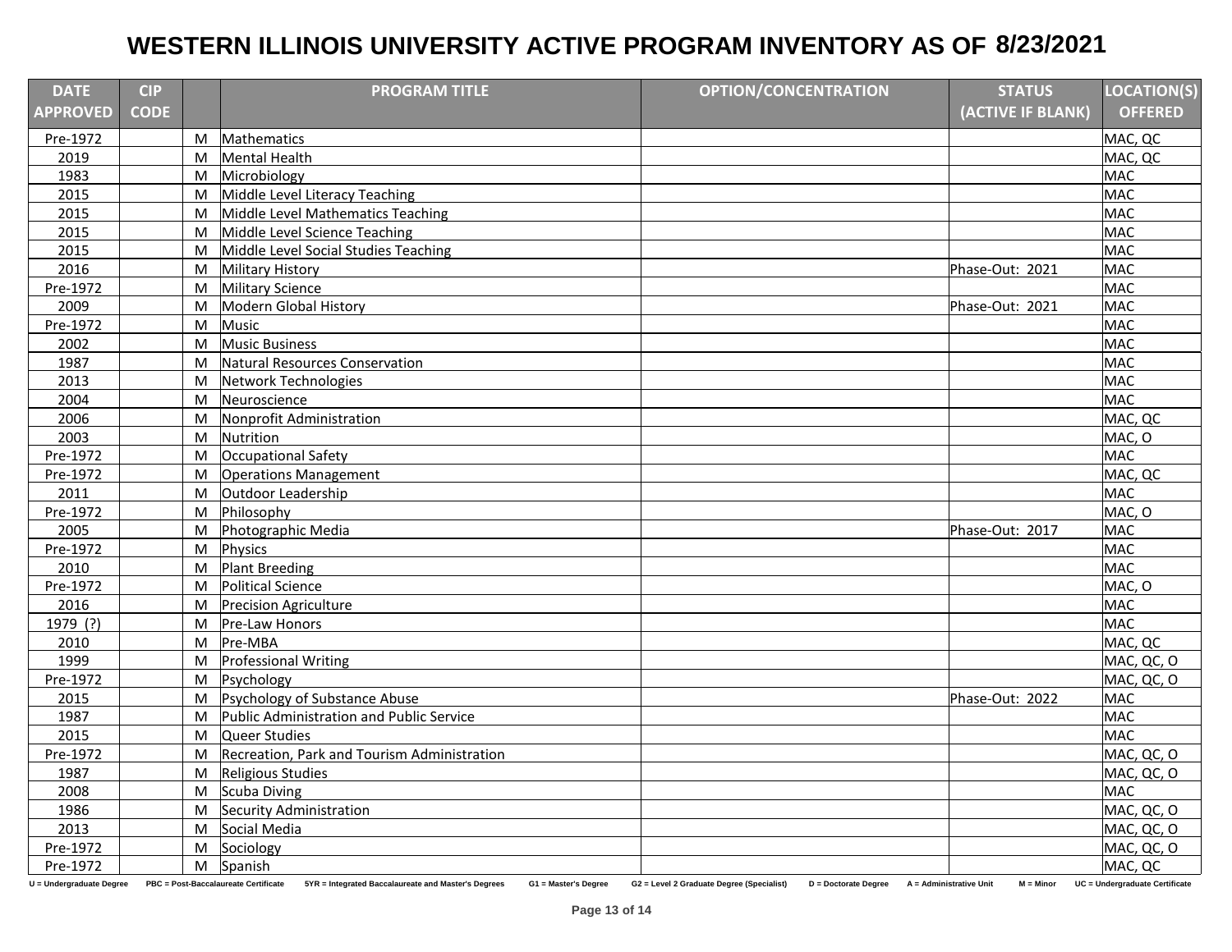# WESTERN ILLINOIS UNIVERSITY ACTIVE PROGRAM INVENTORY AS OF 8/23/2021

| DATE APPROVED | CIP CODE | | PROGRAM TITLE | OPTION/CONCENTRATION | STATUS (ACTIVE IF BLANK) | LOCATION(S) OFFERED |
|---|---|---|---|---|---|---|
| Pre-1972 | | M | Mathematics | | | MAC, QC |
| 2019 | | M | Mental Health | | | MAC, QC |
| 1983 | | M | Microbiology | | | MAC |
| 2015 | | M | Middle Level Literacy Teaching | | | MAC |
| 2015 | | M | Middle Level Mathematics Teaching | | | MAC |
| 2015 | | M | Middle Level Science Teaching | | | MAC |
| 2015 | | M | Middle Level Social Studies Teaching | | | MAC |
| 2016 | | M | Military History | | Phase-Out: 2021 | MAC |
| Pre-1972 | | M | Military Science | | | MAC |
| 2009 | | M | Modern Global History | | Phase-Out: 2021 | MAC |
| Pre-1972 | | M | Music | | | MAC |
| 2002 | | M | Music Business | | | MAC |
| 1987 | | M | Natural Resources Conservation | | | MAC |
| 2013 | | M | Network Technologies | | | MAC |
| 2004 | | M | Neuroscience | | | MAC |
| 2006 | | M | Nonprofit Administration | | | MAC, QC |
| 2003 | | M | Nutrition | | | MAC, O |
| Pre-1972 | | M | Occupational Safety | | | MAC |
| Pre-1972 | | M | Operations Management | | | MAC, QC |
| 2011 | | M | Outdoor Leadership | | | MAC |
| Pre-1972 | | M | Philosophy | | | MAC, O |
| 2005 | | M | Photographic Media | | Phase-Out: 2017 | MAC |
| Pre-1972 | | M | Physics | | | MAC |
| 2010 | | M | Plant Breeding | | | MAC |
| Pre-1972 | | M | Political Science | | | MAC, O |
| 2016 | | M | Precision Agriculture | | | MAC |
| 1979 (?) | | M | Pre-Law Honors | | | MAC |
| 2010 | | M | Pre-MBA | | | MAC, QC |
| 1999 | | M | Professional Writing | | | MAC, QC, O |
| Pre-1972 | | M | Psychology | | | MAC, QC, O |
| 2015 | | M | Psychology of Substance Abuse | | Phase-Out: 2022 | MAC |
| 1987 | | M | Public Administration and Public Service | | | MAC |
| 2015 | | M | Queer Studies | | | MAC |
| Pre-1972 | | M | Recreation, Park and Tourism Administration | | | MAC, QC, O |
| 1987 | | M | Religious Studies | | | MAC, QC, O |
| 2008 | | M | Scuba Diving | | | MAC |
| 1986 | | M | Security Administration | | | MAC, QC, O |
| 2013 | | M | Social Media | | | MAC, QC, O |
| Pre-1972 | | M | Sociology | | | MAC, QC, O |
| Pre-1972 | | M | Spanish | | | MAC, QC |

U = Undergraduate Degree   PBC = Post-Baccalaureate Certificate   5YR = Integrated Baccalaureate and Master's Degrees   G1 = Master's Degree   G2 = Level 2 Graduate Degree (Specialist)   D = Doctorate Degree   A = Administrative Unit   M = Minor   UC = Undergraduate Certificate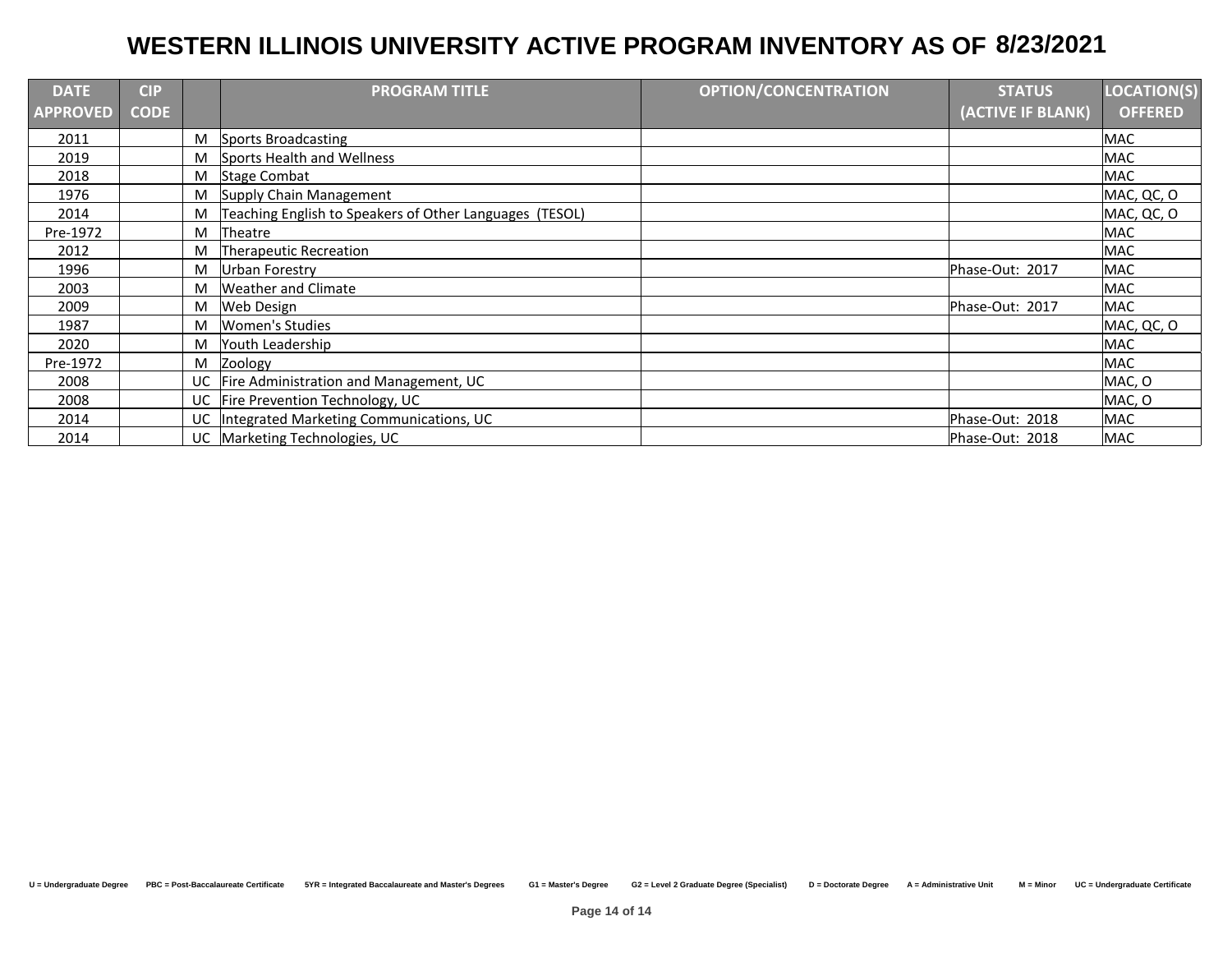# WESTERN ILLINOIS UNIVERSITY ACTIVE PROGRAM INVENTORY AS OF 8/23/2021

| DATE APPROVED | CIP CODE | | PROGRAM TITLE | OPTION/CONCENTRATION | STATUS (ACTIVE IF BLANK) | LOCATION(S) OFFERED |
|---|---|---|---|---|---|---|
| 2011 | | M | Sports Broadcasting | | | MAC |
| 2019 | | M | Sports Health and Wellness | | | MAC |
| 2018 | | M | Stage Combat | | | MAC |
| 1976 | | M | Supply Chain Management | | | MAC, QC, O |
| 2014 | | M | Teaching English to Speakers of Other Languages (TESOL) | | | MAC, QC, O |
| Pre-1972 | | M | Theatre | | | MAC |
| 2012 | | M | Therapeutic Recreation | | | MAC |
| 1996 | | M | Urban Forestry | | Phase-Out: 2017 | MAC |
| 2003 | | M | Weather and Climate | | | MAC |
| 2009 | | M | Web Design | | Phase-Out: 2017 | MAC |
| 1987 | | M | Women's Studies | | | MAC, QC, O |
| 2020 | | M | Youth Leadership | | | MAC |
| Pre-1972 | | M | Zoology | | | MAC |
| 2008 | | UC | Fire Administration and Management, UC | | | MAC, O |
| 2008 | | UC | Fire Prevention Technology, UC | | | MAC, O |
| 2014 | | UC | Integrated Marketing Communications, UC | | Phase-Out: 2018 | MAC |
| 2014 | | UC | Marketing Technologies, UC | | Phase-Out: 2018 | MAC |

U = Undergraduate Degree PBC = Post-Baccalaureate Certificate 5YR = Integrated Baccalaureate and Master's Degrees G1 = Master's Degree G2 = Level 2 Graduate Degree (Specialist) D = Doctorate Degree A = Administrative Unit M = Minor UC = Undergraduate Certificate